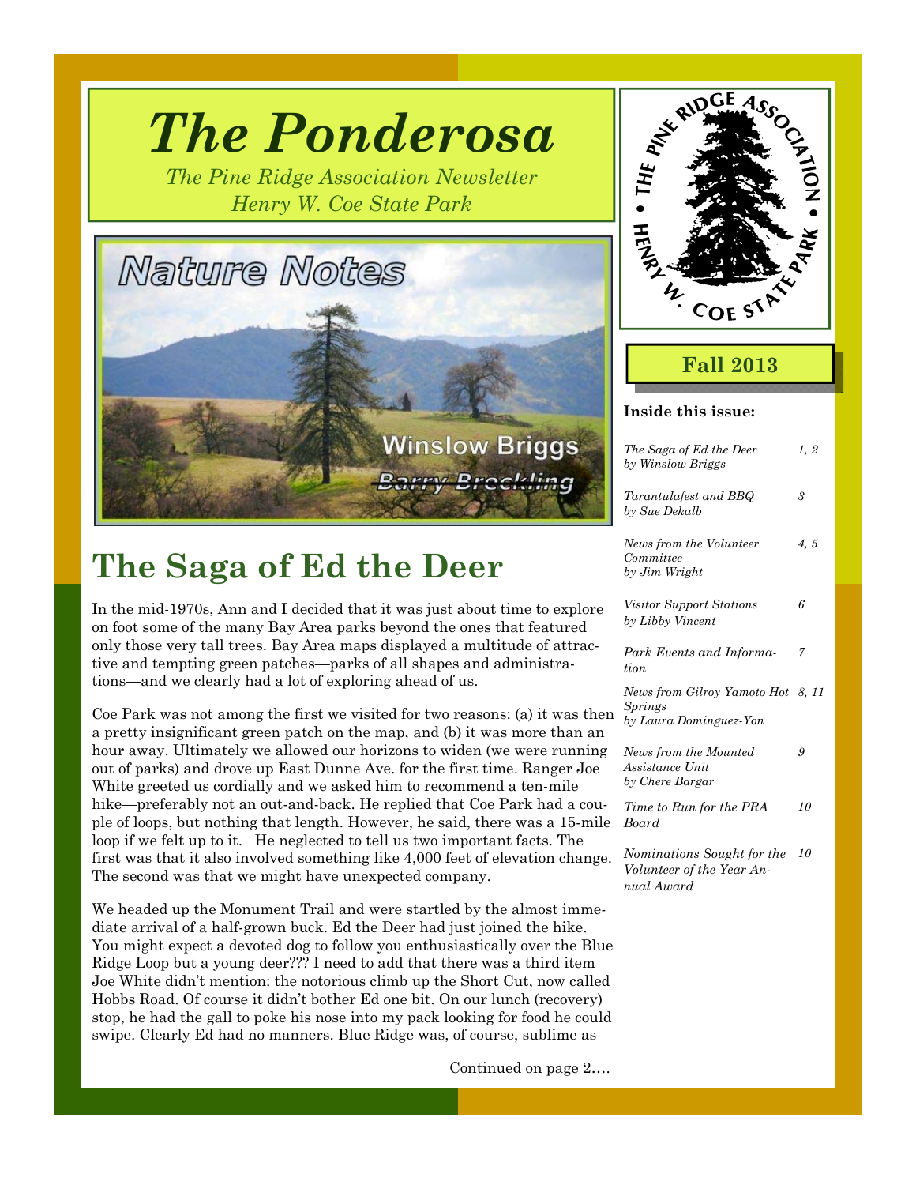# The Ponderosa

*The Pine Ridge Association Newsletter*
*Henry W. Coe State Park*

Nature Notes

Winslow Briggs

~~Barry Breckling~~

THE PINE RIDGE ASSOCIATION • HENRY W. COE STATE PARK •

**Fall 2013**

**Inside this issue:**

| | |
|---|---|
| *The Saga of Ed the Deer by Winslow Briggs* | *1, 2* |
| *Tarantulafest and BBQ by Sue Dekalb* | *3* |
| *News from the Volunteer Committee by Jim Wright* | *4, 5* |
| *Visitor Support Stations by Libby Vincent* | *6* |
| *Park Events and Information* | *7* |
| *News from Gilroy Yamoto Hot Springs by Laura Dominguez-Yon* | *8, 11* |
| *News from the Mounted Assistance Unit by Chere Bargar* | *9* |
| *Time to Run for the PRA Board* | *10* |
| *Nominations Sought for the Volunteer of the Year Annual Award* | *10* |

# The Saga of Ed the Deer

In the mid-1970s, Ann and I decided that it was just about time to explore on foot some of the many Bay Area parks beyond the ones that featured only those very tall trees. Bay Area maps displayed a multitude of attractive and tempting green patches—parks of all shapes and administrations—and we clearly had a lot of exploring ahead of us.

Coe Park was not among the first we visited for two reasons: (a) it was then a pretty insignificant green patch on the map, and (b) it was more than an hour away. Ultimately we allowed our horizons to widen (we were running out of parks) and drove up East Dunne Ave. for the first time. Ranger Joe White greeted us cordially and we asked him to recommend a ten-mile hike—preferably not an out-and-back. He replied that Coe Park had a couple of loops, but nothing that length. However, he said, there was a 15-mile loop if we felt up to it. He neglected to tell us two important facts. The first was that it also involved something like 4,000 feet of elevation change. The second was that we might have unexpected company.

We headed up the Monument Trail and were startled by the almost immediate arrival of a half-grown buck. Ed the Deer had just joined the hike. You might expect a devoted dog to follow you enthusiastically over the Blue Ridge Loop but a young deer??? I need to add that there was a third item Joe White didn't mention: the notorious climb up the Short Cut, now called Hobbs Road. Of course it didn't bother Ed one bit. On our lunch (recovery) stop, he had the gall to poke his nose into my pack looking for food he could swipe. Clearly Ed had no manners. Blue Ridge was, of course, sublime as

Continued on page 2….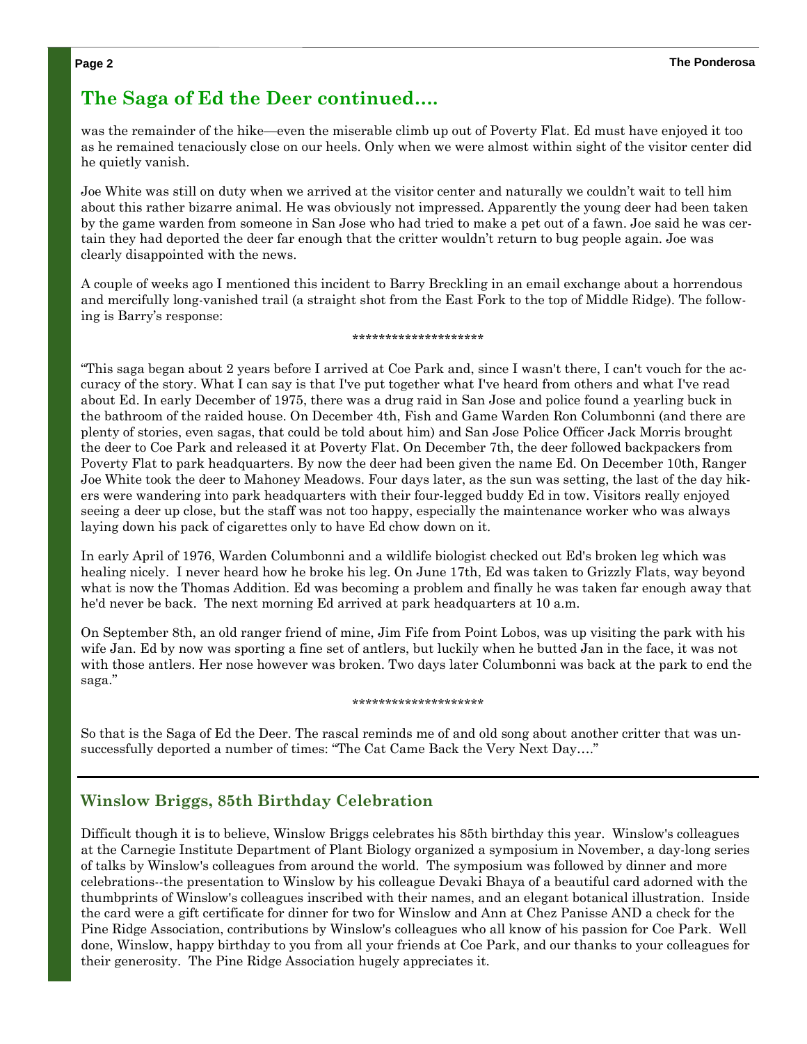## The Saga of Ed the Deer continued….

was the remainder of the hike—even the miserable climb up out of Poverty Flat. Ed must have enjoyed it too as he remained tenaciously close on our heels. Only when we were almost within sight of the visitor center did he quietly vanish.

Joe White was still on duty when we arrived at the visitor center and naturally we couldn't wait to tell him about this rather bizarre animal. He was obviously not impressed. Apparently the young deer had been taken by the game warden from someone in San Jose who had tried to make a pet out of a fawn. Joe said he was certain they had deported the deer far enough that the critter wouldn't return to bug people again. Joe was clearly disappointed with the news.

A couple of weeks ago I mentioned this incident to Barry Breckling in an email exchange about a horrendous and mercifully long-vanished trail (a straight shot from the East Fork to the top of Middle Ridge). The following is Barry's response:

********************

"This saga began about 2 years before I arrived at Coe Park and, since I wasn't there, I can't vouch for the accuracy of the story. What I can say is that I've put together what I've heard from others and what I've read about Ed. In early December of 1975, there was a drug raid in San Jose and police found a yearling buck in the bathroom of the raided house. On December 4th, Fish and Game Warden Ron Columbonni (and there are plenty of stories, even sagas, that could be told about him) and San Jose Police Officer Jack Morris brought the deer to Coe Park and released it at Poverty Flat. On December 7th, the deer followed backpackers from Poverty Flat to park headquarters. By now the deer had been given the name Ed. On December 10th, Ranger Joe White took the deer to Mahoney Meadows. Four days later, as the sun was setting, the last of the day hikers were wandering into park headquarters with their four-legged buddy Ed in tow. Visitors really enjoyed seeing a deer up close, but the staff was not too happy, especially the maintenance worker who was always laying down his pack of cigarettes only to have Ed chow down on it.

In early April of 1976, Warden Columbonni and a wildlife biologist checked out Ed's broken leg which was healing nicely. I never heard how he broke his leg. On June 17th, Ed was taken to Grizzly Flats, way beyond what is now the Thomas Addition. Ed was becoming a problem and finally he was taken far enough away that he'd never be back. The next morning Ed arrived at park headquarters at 10 a.m.

On September 8th, an old ranger friend of mine, Jim Fife from Point Lobos, was up visiting the park with his wife Jan. Ed by now was sporting a fine set of antlers, but luckily when he butted Jan in the face, it was not with those antlers. Her nose however was broken. Two days later Columbonni was back at the park to end the saga."

********************

So that is the Saga of Ed the Deer. The rascal reminds me of and old song about another critter that was unsuccessfully deported a number of times: "The Cat Came Back the Very Next Day…."

## Winslow Briggs, 85th Birthday Celebration

Difficult though it is to believe, Winslow Briggs celebrates his 85th birthday this year. Winslow's colleagues at the Carnegie Institute Department of Plant Biology organized a symposium in November, a day-long series of talks by Winslow's colleagues from around the world. The symposium was followed by dinner and more celebrations--the presentation to Winslow by his colleague Devaki Bhaya of a beautiful card adorned with the thumbprints of Winslow's colleagues inscribed with their names, and an elegant botanical illustration. Inside the card were a gift certificate for dinner for two for Winslow and Ann at Chez Panisse AND a check for the Pine Ridge Association, contributions by Winslow's colleagues who all know of his passion for Coe Park. Well done, Winslow, happy birthday to you from all your friends at Coe Park, and our thanks to your colleagues for their generosity. The Pine Ridge Association hugely appreciates it.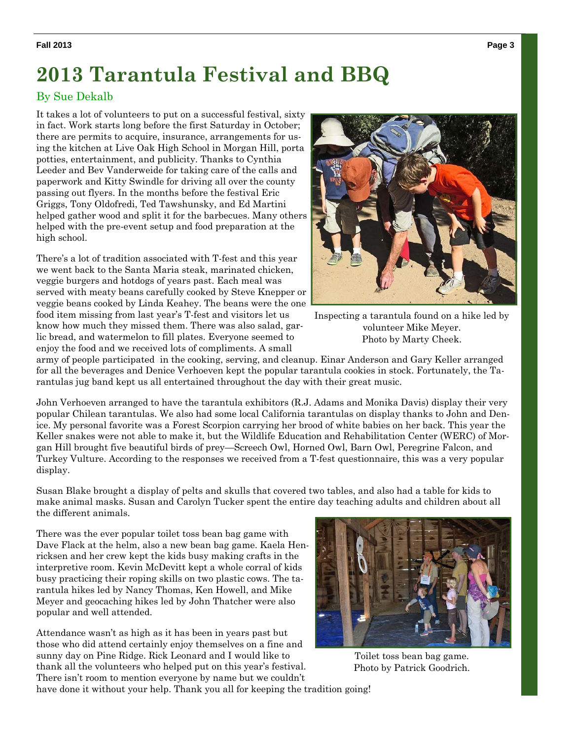# 2013 Tarantula Festival and BBQ

By Sue Dekalb

It takes a lot of volunteers to put on a successful festival, sixty in fact. Work starts long before the first Saturday in October; there are permits to acquire, insurance, arrangements for using the kitchen at Live Oak High School in Morgan Hill, porta potties, entertainment, and publicity. Thanks to Cynthia Leeder and Bev Vanderweide for taking care of the calls and paperwork and Kitty Swindle for driving all over the county passing out flyers. In the months before the festival Eric Griggs, Tony Oldofredi, Ted Tawshunsky, and Ed Martini helped gather wood and split it for the barbecues. Many others helped with the pre-event setup and food preparation at the high school.

There's a lot of tradition associated with T-fest and this year we went back to the Santa Maria steak, marinated chicken, veggie burgers and hotdogs of years past. Each meal was served with meaty beans carefully cooked by Steve Knepper or veggie beans cooked by Linda Keahey. The beans were the one food item missing from last year's T-fest and visitors let us know how much they missed them. There was also salad, garlic bread, and watermelon to fill plates. Everyone seemed to enjoy the food and we received lots of compliments. A small army of people participated in the cooking, serving, and cleanup. Einar Anderson and Gary Keller arranged for all the beverages and Denice Verhoeven kept the popular tarantula cookies in stock. Fortunately, the Tarantulas jug band kept us all entertained throughout the day with their great music.

Inspecting a tarantula found on a hike led by volunteer Mike Meyer. Photo by Marty Cheek.

John Verhoeven arranged to have the tarantula exhibitors (R.J. Adams and Monika Davis) display their very popular Chilean tarantulas. We also had some local California tarantulas on display thanks to John and Denice. My personal favorite was a Forest Scorpion carrying her brood of white babies on her back. This year the Keller snakes were not able to make it, but the Wildlife Education and Rehabilitation Center (WERC) of Morgan Hill brought five beautiful birds of prey—Screech Owl, Horned Owl, Barn Owl, Peregrine Falcon, and Turkey Vulture. According to the responses we received from a T-fest questionnaire, this was a very popular display.

Susan Blake brought a display of pelts and skulls that covered two tables, and also had a table for kids to make animal masks. Susan and Carolyn Tucker spent the entire day teaching adults and children about all the different animals.

There was the ever popular toilet toss bean bag game with Dave Flack at the helm, also a new bean bag game. Kaela Henricksen and her crew kept the kids busy making crafts in the interpretive room. Kevin McDevitt kept a whole corral of kids busy practicing their roping skills on two plastic cows. The tarantula hikes led by Nancy Thomas, Ken Howell, and Mike Meyer and geocaching hikes led by John Thatcher were also popular and well attended.

Toilet toss bean bag game. Photo by Patrick Goodrich.

Attendance wasn't as high as it has been in years past but those who did attend certainly enjoy themselves on a fine and sunny day on Pine Ridge. Rick Leonard and I would like to thank all the volunteers who helped put on this year's festival. There isn't room to mention everyone by name but we couldn't have done it without your help. Thank you all for keeping the tradition going!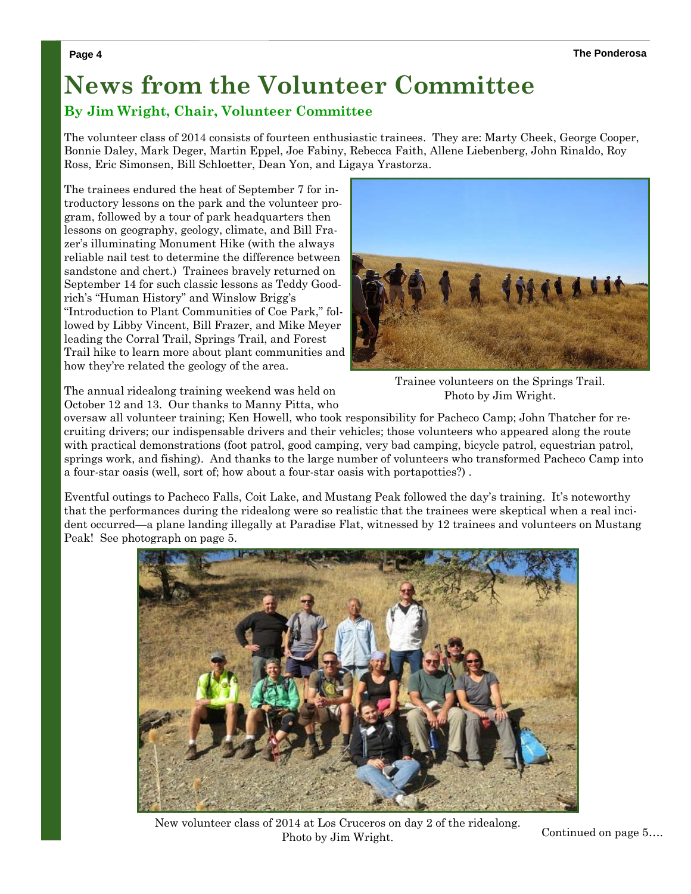# News from the Volunteer Committee

## By Jim Wright, Chair, Volunteer Committee

The volunteer class of 2014 consists of fourteen enthusiastic trainees. They are: Marty Cheek, George Cooper, Bonnie Daley, Mark Deger, Martin Eppel, Joe Fabiny, Rebecca Faith, Allene Liebenberg, John Rinaldo, Roy Ross, Eric Simonsen, Bill Schloetter, Dean Yon, and Ligaya Yrastorza.

The trainees endured the heat of September 7 for introductory lessons on the park and the volunteer program, followed by a tour of park headquarters then lessons on geography, geology, climate, and Bill Frazer's illuminating Monument Hike (with the always reliable nail test to determine the difference between sandstone and chert.) Trainees bravely returned on September 14 for such classic lessons as Teddy Goodrich's "Human History" and Winslow Brigg's "Introduction to Plant Communities of Coe Park," followed by Libby Vincent, Bill Frazer, and Mike Meyer leading the Corral Trail, Springs Trail, and Forest Trail hike to learn more about plant communities and how they're related the geology of the area.

Trainee volunteers on the Springs Trail. Photo by Jim Wright.

The annual ridealong training weekend was held on October 12 and 13. Our thanks to Manny Pitta, who oversaw all volunteer training; Ken Howell, who took responsibility for Pacheco Camp; John Thatcher for recruiting drivers; our indispensable drivers and their vehicles; those volunteers who appeared along the route with practical demonstrations (foot patrol, good camping, very bad camping, bicycle patrol, equestrian patrol, springs work, and fishing). And thanks to the large number of volunteers who transformed Pacheco Camp into a four-star oasis (well, sort of; how about a four-star oasis with portapotties?) .

Eventful outings to Pacheco Falls, Coit Lake, and Mustang Peak followed the day's training. It's noteworthy that the performances during the ridealong were so realistic that the trainees were skeptical when a real incident occurred—a plane landing illegally at Paradise Flat, witnessed by 12 trainees and volunteers on Mustang Peak! See photograph on page 5.

New volunteer class of 2014 at Los Cruceros on day 2 of the ridealong. Photo by Jim Wright.

Continued on page 5….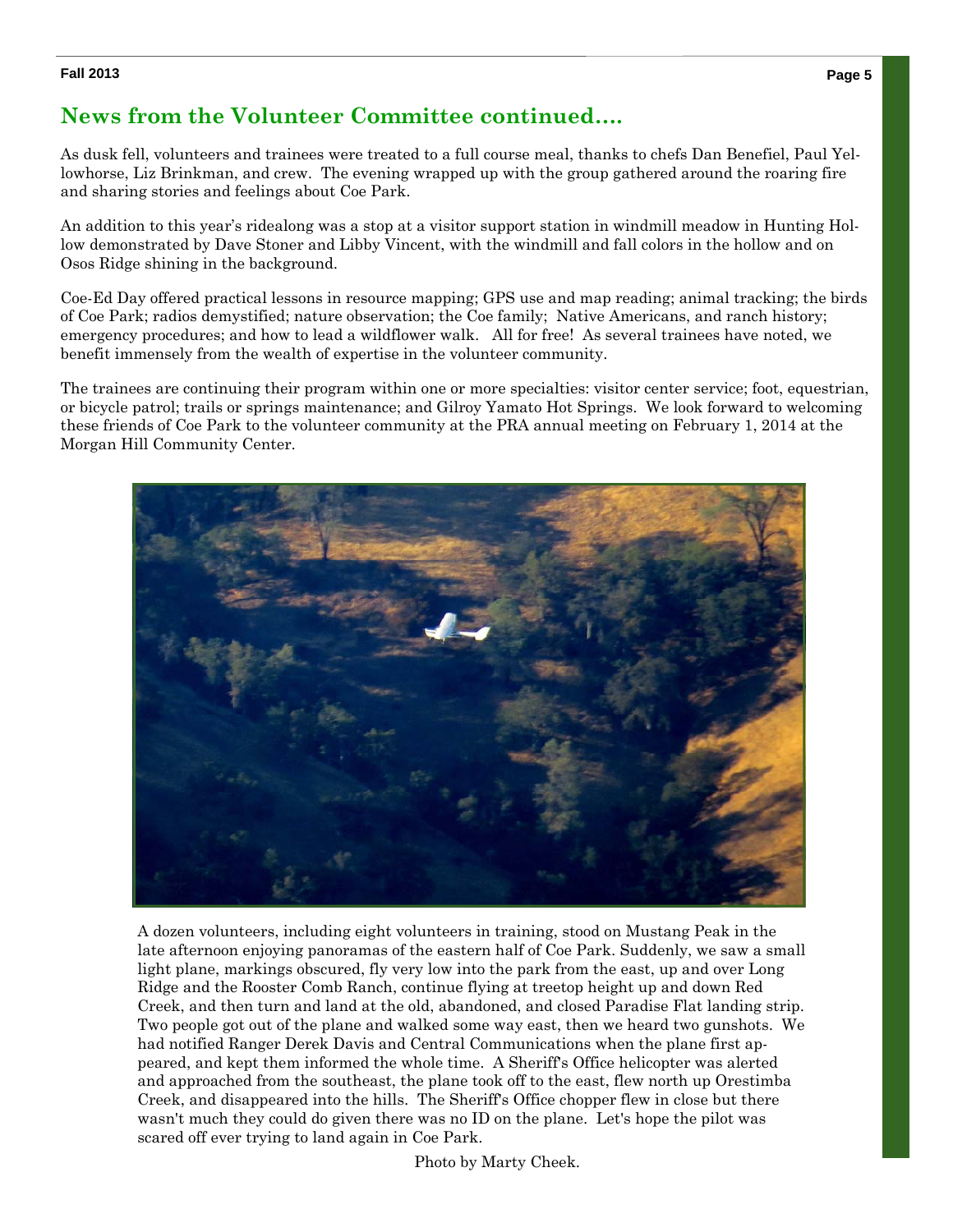## News from the Volunteer Committee continued....

As dusk fell, volunteers and trainees were treated to a full course meal, thanks to chefs Dan Benefiel, Paul Yellowhorse, Liz Brinkman, and crew. The evening wrapped up with the group gathered around the roaring fire and sharing stories and feelings about Coe Park.

An addition to this year's ridealong was a stop at a visitor support station in windmill meadow in Hunting Hollow demonstrated by Dave Stoner and Libby Vincent, with the windmill and fall colors in the hollow and on Osos Ridge shining in the background.

Coe-Ed Day offered practical lessons in resource mapping; GPS use and map reading; animal tracking; the birds of Coe Park; radios demystified; nature observation; the Coe family; Native Americans, and ranch history; emergency procedures; and how to lead a wildflower walk. All for free! As several trainees have noted, we benefit immensely from the wealth of expertise in the volunteer community.

The trainees are continuing their program within one or more specialties: visitor center service; foot, equestrian, or bicycle patrol; trails or springs maintenance; and Gilroy Yamato Hot Springs. We look forward to welcoming these friends of Coe Park to the volunteer community at the PRA annual meeting on February 1, 2014 at the Morgan Hill Community Center.

A dozen volunteers, including eight volunteers in training, stood on Mustang Peak in the late afternoon enjoying panoramas of the eastern half of Coe Park. Suddenly, we saw a small light plane, markings obscured, fly very low into the park from the east, up and over Long Ridge and the Rooster Comb Ranch, continue flying at treetop height up and down Red Creek, and then turn and land at the old, abandoned, and closed Paradise Flat landing strip. Two people got out of the plane and walked some way east, then we heard two gunshots. We had notified Ranger Derek Davis and Central Communications when the plane first appeared, and kept them informed the whole time. A Sheriff's Office helicopter was alerted and approached from the southeast, the plane took off to the east, flew north up Orestimba Creek, and disappeared into the hills. The Sheriff's Office chopper flew in close but there wasn't much they could do given there was no ID on the plane. Let's hope the pilot was scared off ever trying to land again in Coe Park.

Photo by Marty Cheek.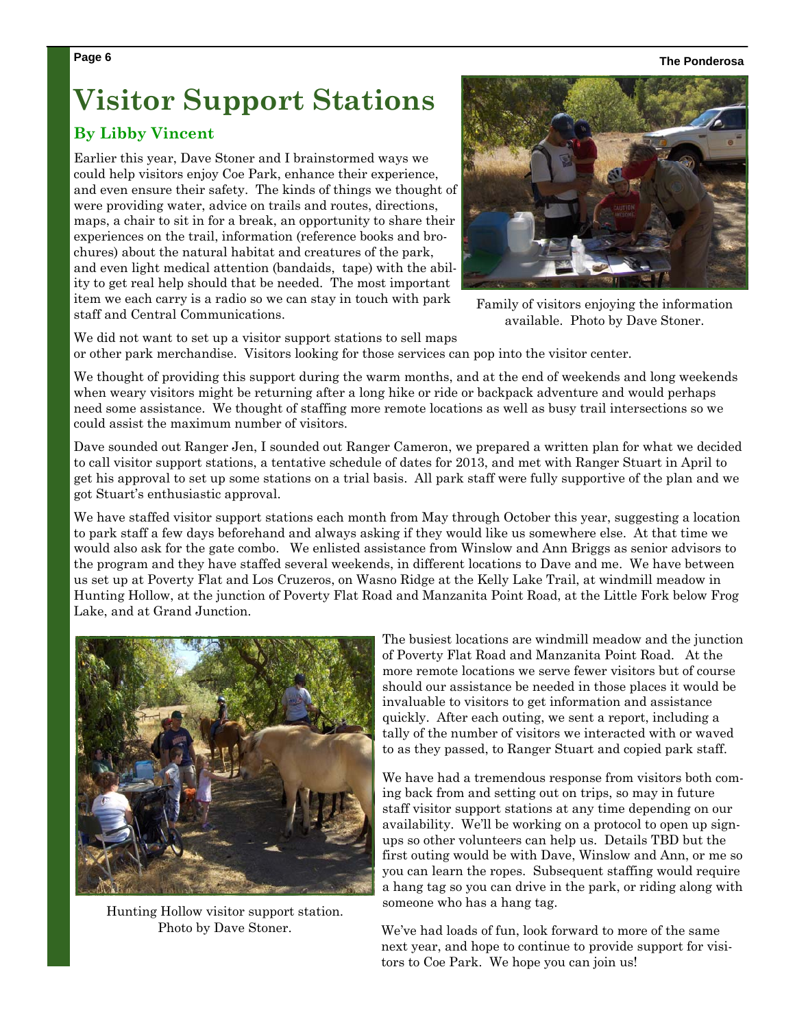# Visitor Support Stations

### By Libby Vincent

Earlier this year, Dave Stoner and I brainstormed ways we could help visitors enjoy Coe Park, enhance their experience, and even ensure their safety. The kinds of things we thought of were providing water, advice on trails and routes, directions, maps, a chair to sit in for a break, an opportunity to share their experiences on the trail, information (reference books and brochures) about the natural habitat and creatures of the park, and even light medical attention (bandaids, tape) with the ability to get real help should that be needed. The most important item we each carry is a radio so we can stay in touch with park staff and Central Communications.

Family of visitors enjoying the information available. Photo by Dave Stoner.

We did not want to set up a visitor support stations to sell maps or other park merchandise. Visitors looking for those services can pop into the visitor center.

We thought of providing this support during the warm months, and at the end of weekends and long weekends when weary visitors might be returning after a long hike or ride or backpack adventure and would perhaps need some assistance. We thought of staffing more remote locations as well as busy trail intersections so we could assist the maximum number of visitors.

Dave sounded out Ranger Jen, I sounded out Ranger Cameron, we prepared a written plan for what we decided to call visitor support stations, a tentative schedule of dates for 2013, and met with Ranger Stuart in April to get his approval to set up some stations on a trial basis. All park staff were fully supportive of the plan and we got Stuart's enthusiastic approval.

We have staffed visitor support stations each month from May through October this year, suggesting a location to park staff a few days beforehand and always asking if they would like us somewhere else. At that time we would also ask for the gate combo. We enlisted assistance from Winslow and Ann Briggs as senior advisors to the program and they have staffed several weekends, in different locations to Dave and me. We have between us set up at Poverty Flat and Los Cruzeros, on Wasno Ridge at the Kelly Lake Trail, at windmill meadow in Hunting Hollow, at the junction of Poverty Flat Road and Manzanita Point Road, at the Little Fork below Frog Lake, and at Grand Junction.

Hunting Hollow visitor support station. Photo by Dave Stoner.

The busiest locations are windmill meadow and the junction of Poverty Flat Road and Manzanita Point Road. At the more remote locations we serve fewer visitors but of course should our assistance be needed in those places it would be invaluable to visitors to get information and assistance quickly. After each outing, we sent a report, including a tally of the number of visitors we interacted with or waved to as they passed, to Ranger Stuart and copied park staff.

We have had a tremendous response from visitors both coming back from and setting out on trips, so may in future staff visitor support stations at any time depending on our availability. We'll be working on a protocol to open up signups so other volunteers can help us. Details TBD but the first outing would be with Dave, Winslow and Ann, or me so you can learn the ropes. Subsequent staffing would require a hang tag so you can drive in the park, or riding along with someone who has a hang tag.

We've had loads of fun, look forward to more of the same next year, and hope to continue to provide support for visitors to Coe Park. We hope you can join us!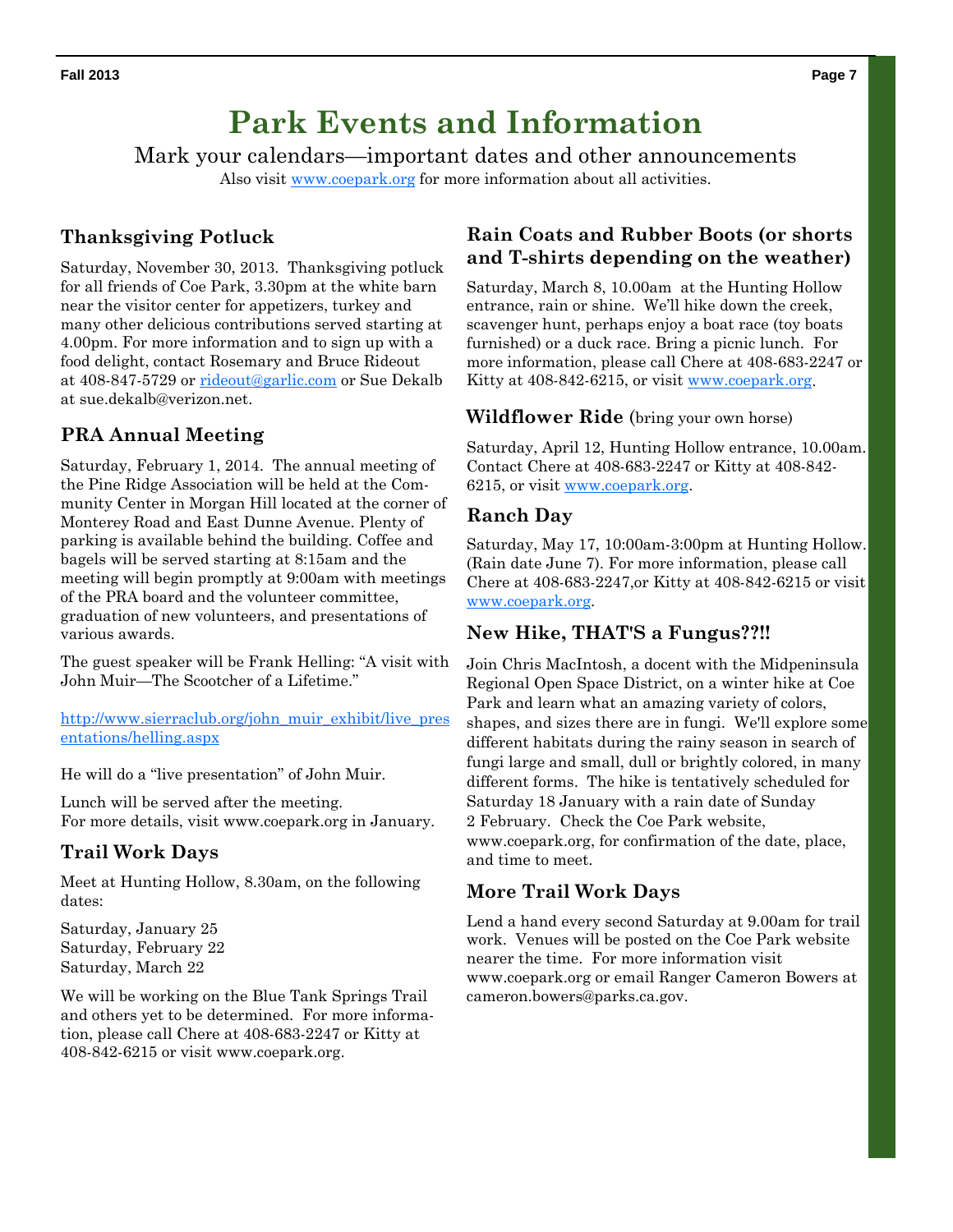# Park Events and Information

Mark your calendars—important dates and other announcements

Also visit www.coepark.org for more information about all activities.

## Thanksgiving Potluck

Saturday, November 30, 2013. Thanksgiving potluck for all friends of Coe Park, 3.30pm at the white barn near the visitor center for appetizers, turkey and many other delicious contributions served starting at 4.00pm. For more information and to sign up with a food delight, contact Rosemary and Bruce Rideout at 408-847-5729 or rideout@garlic.com or Sue Dekalb at sue.dekalb@verizon.net.

## PRA Annual Meeting

Saturday, February 1, 2014. The annual meeting of the Pine Ridge Association will be held at the Community Center in Morgan Hill located at the corner of Monterey Road and East Dunne Avenue. Plenty of parking is available behind the building. Coffee and bagels will be served starting at 8:15am and the meeting will begin promptly at 9:00am with meetings of the PRA board and the volunteer committee, graduation of new volunteers, and presentations of various awards.

The guest speaker will be Frank Helling: "A visit with John Muir—The Scootcher of a Lifetime."

http://www.sierraclub.org/john_muir_exhibit/live_presentations/helling.aspx

He will do a "live presentation" of John Muir.

Lunch will be served after the meeting.
For more details, visit www.coepark.org in January.

## Trail Work Days

Meet at Hunting Hollow, 8.30am, on the following dates:

Saturday, January 25
Saturday, February 22
Saturday, March 22

We will be working on the Blue Tank Springs Trail and others yet to be determined. For more information, please call Chere at 408-683-2247 or Kitty at 408-842-6215 or visit www.coepark.org.

## Rain Coats and Rubber Boots (or shorts and T-shirts depending on the weather)

Saturday, March 8, 10.00am at the Hunting Hollow entrance, rain or shine. We'll hike down the creek, scavenger hunt, perhaps enjoy a boat race (toy boats furnished) or a duck race. Bring a picnic lunch. For more information, please call Chere at 408-683-2247 or Kitty at 408-842-6215, or visit www.coepark.org.

## Wildflower Ride (bring your own horse)

Saturday, April 12, Hunting Hollow entrance, 10.00am. Contact Chere at 408-683-2247 or Kitty at 408-842-6215, or visit www.coepark.org.

## Ranch Day

Saturday, May 17, 10:00am-3:00pm at Hunting Hollow. (Rain date June 7). For more information, please call Chere at 408-683-2247,or Kitty at 408-842-6215 or visit www.coepark.org.

## New Hike, THAT'S a Fungus??!!

Join Chris MacIntosh, a docent with the Midpeninsula Regional Open Space District, on a winter hike at Coe Park and learn what an amazing variety of colors, shapes, and sizes there are in fungi. We'll explore some different habitats during the rainy season in search of fungi large and small, dull or brightly colored, in many different forms. The hike is tentatively scheduled for Saturday 18 January with a rain date of Sunday 2 February. Check the Coe Park website, www.coepark.org, for confirmation of the date, place, and time to meet.

## More Trail Work Days

Lend a hand every second Saturday at 9.00am for trail work. Venues will be posted on the Coe Park website nearer the time. For more information visit www.coepark.org or email Ranger Cameron Bowers at cameron.bowers@parks.ca.gov.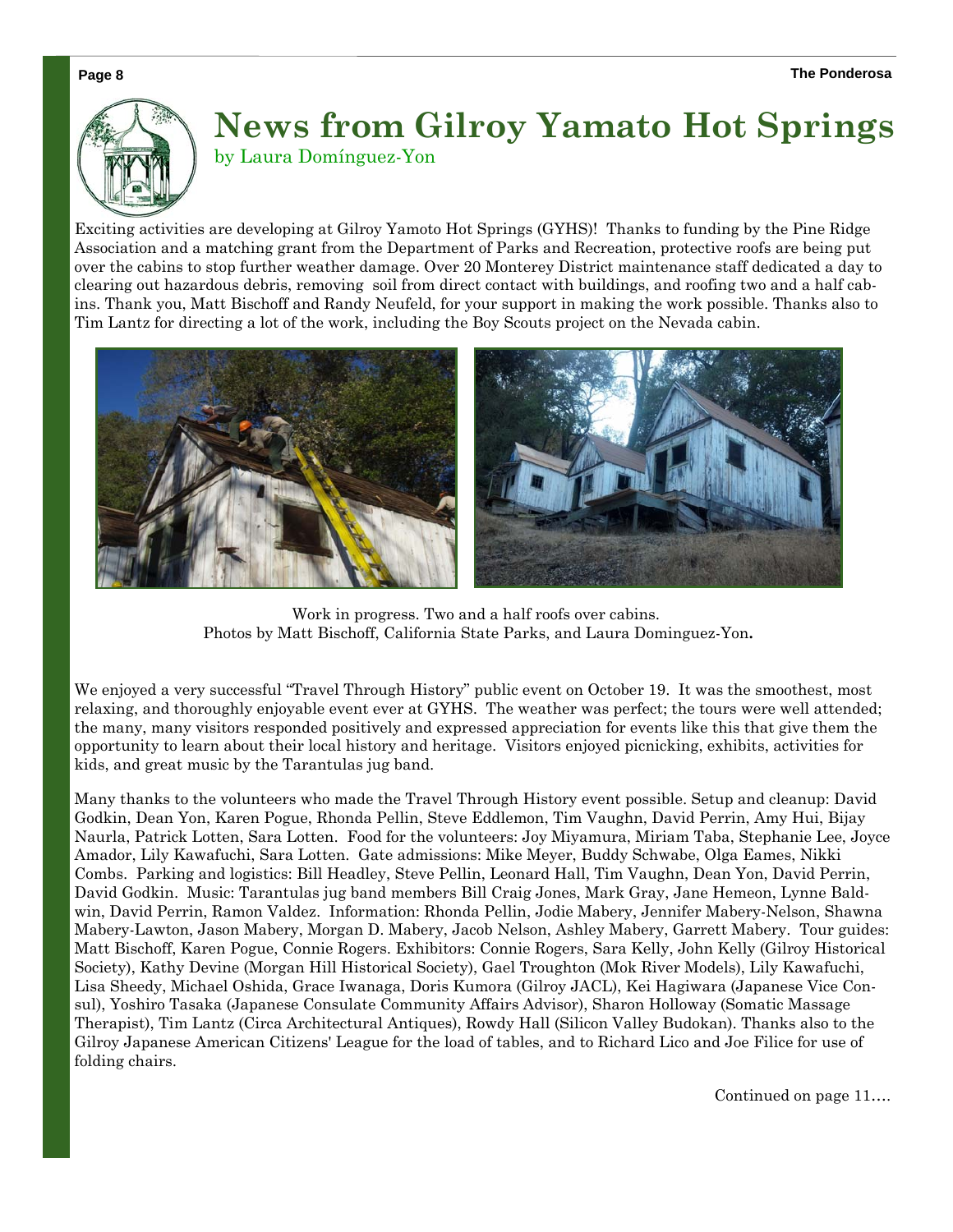# News from Gilroy Yamato Hot Springs

by Laura Domínguez-Yon

Exciting activities are developing at Gilroy Yamoto Hot Springs (GYHS)! Thanks to funding by the Pine Ridge Association and a matching grant from the Department of Parks and Recreation, protective roofs are being put over the cabins to stop further weather damage. Over 20 Monterey District maintenance staff dedicated a day to clearing out hazardous debris, removing soil from direct contact with buildings, and roofing two and a half cabins. Thank you, Matt Bischoff and Randy Neufeld, for your support in making the work possible. Thanks also to Tim Lantz for directing a lot of the work, including the Boy Scouts project on the Nevada cabin.

Work in progress. Two and a half roofs over cabins.
Photos by Matt Bischoff, California State Parks, and Laura Dominguez-Yon**.**

We enjoyed a very successful "Travel Through History" public event on October 19. It was the smoothest, most relaxing, and thoroughly enjoyable event ever at GYHS. The weather was perfect; the tours were well attended; the many, many visitors responded positively and expressed appreciation for events like this that give them the opportunity to learn about their local history and heritage. Visitors enjoyed picnicking, exhibits, activities for kids, and great music by the Tarantulas jug band.

Many thanks to the volunteers who made the Travel Through History event possible. Setup and cleanup: David Godkin, Dean Yon, Karen Pogue, Rhonda Pellin, Steve Eddlemon, Tim Vaughn, David Perrin, Amy Hui, Bijay Naurla, Patrick Lotten, Sara Lotten. Food for the volunteers: Joy Miyamura, Miriam Taba, Stephanie Lee, Joyce Amador, Lily Kawafuchi, Sara Lotten. Gate admissions: Mike Meyer, Buddy Schwabe, Olga Eames, Nikki Combs. Parking and logistics: Bill Headley, Steve Pellin, Leonard Hall, Tim Vaughn, Dean Yon, David Perrin, David Godkin. Music: Tarantulas jug band members Bill Craig Jones, Mark Gray, Jane Hemeon, Lynne Baldwin, David Perrin, Ramon Valdez. Information: Rhonda Pellin, Jodie Mabery, Jennifer Mabery-Nelson, Shawna Mabery-Lawton, Jason Mabery, Morgan D. Mabery, Jacob Nelson, Ashley Mabery, Garrett Mabery. Tour guides: Matt Bischoff, Karen Pogue, Connie Rogers. Exhibitors: Connie Rogers, Sara Kelly, John Kelly (Gilroy Historical Society), Kathy Devine (Morgan Hill Historical Society), Gael Troughton (Mok River Models), Lily Kawafuchi, Lisa Sheedy, Michael Oshida, Grace Iwanaga, Doris Kumora (Gilroy JACL), Kei Hagiwara (Japanese Vice Consul), Yoshiro Tasaka (Japanese Consulate Community Affairs Advisor), Sharon Holloway (Somatic Massage Therapist), Tim Lantz (Circa Architectural Antiques), Rowdy Hall (Silicon Valley Budokan). Thanks also to the Gilroy Japanese American Citizens' League for the load of tables, and to Richard Lico and Joe Filice for use of folding chairs.

Continued on page 11….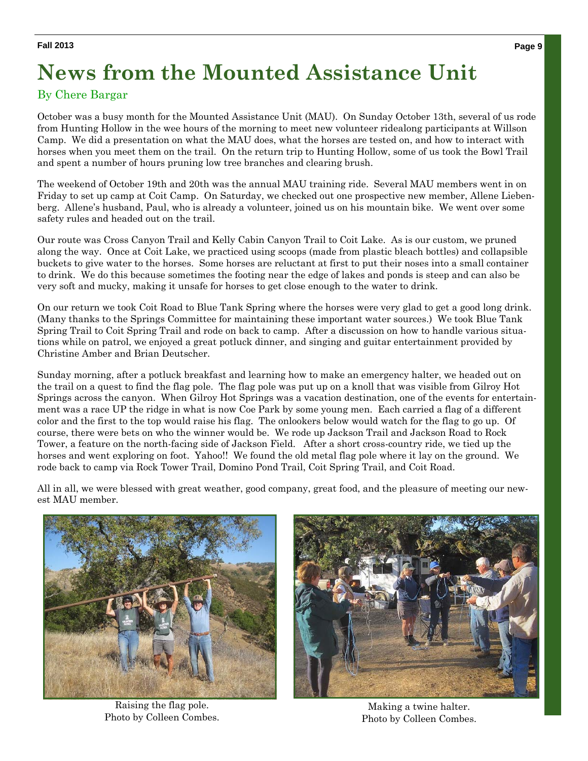# News from the Mounted Assistance Unit

By Chere Bargar

October was a busy month for the Mounted Assistance Unit (MAU). On Sunday October 13th, several of us rode from Hunting Hollow in the wee hours of the morning to meet new volunteer ridealong participants at Willson Camp. We did a presentation on what the MAU does, what the horses are tested on, and how to interact with horses when you meet them on the trail. On the return trip to Hunting Hollow, some of us took the Bowl Trail and spent a number of hours pruning low tree branches and clearing brush.

The weekend of October 19th and 20th was the annual MAU training ride. Several MAU members went in on Friday to set up camp at Coit Camp. On Saturday, we checked out one prospective new member, Allene Liebenberg. Allene's husband, Paul, who is already a volunteer, joined us on his mountain bike. We went over some safety rules and headed out on the trail.

Our route was Cross Canyon Trail and Kelly Cabin Canyon Trail to Coit Lake. As is our custom, we pruned along the way. Once at Coit Lake, we practiced using scoops (made from plastic bleach bottles) and collapsible buckets to give water to the horses. Some horses are reluctant at first to put their noses into a small container to drink. We do this because sometimes the footing near the edge of lakes and ponds is steep and can also be very soft and mucky, making it unsafe for horses to get close enough to the water to drink.

On our return we took Coit Road to Blue Tank Spring where the horses were very glad to get a good long drink. (Many thanks to the Springs Committee for maintaining these important water sources.) We took Blue Tank Spring Trail to Coit Spring Trail and rode on back to camp. After a discussion on how to handle various situations while on patrol, we enjoyed a great potluck dinner, and singing and guitar entertainment provided by Christine Amber and Brian Deutscher.

Sunday morning, after a potluck breakfast and learning how to make an emergency halter, we headed out on the trail on a quest to find the flag pole. The flag pole was put up on a knoll that was visible from Gilroy Hot Springs across the canyon. When Gilroy Hot Springs was a vacation destination, one of the events for entertainment was a race UP the ridge in what is now Coe Park by some young men. Each carried a flag of a different color and the first to the top would raise his flag. The onlookers below would watch for the flag to go up. Of course, there were bets on who the winner would be. We rode up Jackson Trail and Jackson Road to Rock Tower, a feature on the north-facing side of Jackson Field. After a short cross-country ride, we tied up the horses and went exploring on foot. Yahoo!! We found the old metal flag pole where it lay on the ground. We rode back to camp via Rock Tower Trail, Domino Pond Trail, Coit Spring Trail, and Coit Road.

All in all, we were blessed with great weather, good company, great food, and the pleasure of meeting our newest MAU member.

Raising the flag pole.
Photo by Colleen Combes.

Making a twine halter.
Photo by Colleen Combes.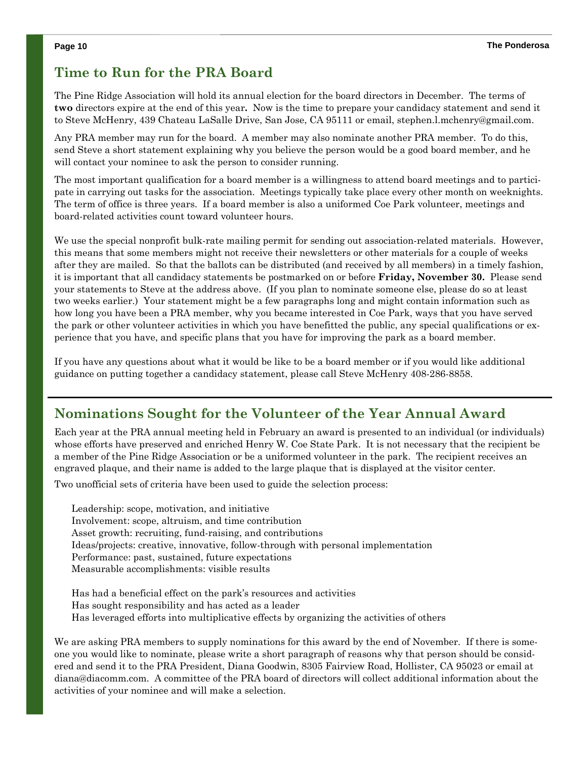## Time to Run for the PRA Board

The Pine Ridge Association will hold its annual election for the board directors in December. The terms of **two** directors expire at the end of this year**.** Now is the time to prepare your candidacy statement and send it to Steve McHenry, 439 Chateau LaSalle Drive, San Jose, CA 95111 or email, stephen.l.mchenry@gmail.com.

Any PRA member may run for the board. A member may also nominate another PRA member. To do this, send Steve a short statement explaining why you believe the person would be a good board member, and he will contact your nominee to ask the person to consider running.

The most important qualification for a board member is a willingness to attend board meetings and to participate in carrying out tasks for the association. Meetings typically take place every other month on weeknights. The term of office is three years. If a board member is also a uniformed Coe Park volunteer, meetings and board-related activities count toward volunteer hours.

We use the special nonprofit bulk-rate mailing permit for sending out association-related materials. However, this means that some members might not receive their newsletters or other materials for a couple of weeks after they are mailed. So that the ballots can be distributed (and received by all members) in a timely fashion, it is important that all candidacy statements be postmarked on or before **Friday, November 30.** Please send your statements to Steve at the address above. (If you plan to nominate someone else, please do so at least two weeks earlier.) Your statement might be a few paragraphs long and might contain information such as how long you have been a PRA member, why you became interested in Coe Park, ways that you have served the park or other volunteer activities in which you have benefitted the public, any special qualifications or experience that you have, and specific plans that you have for improving the park as a board member.

If you have any questions about what it would be like to be a board member or if you would like additional guidance on putting together a candidacy statement, please call Steve McHenry 408-286-8858.

---

## Nominations Sought for the Volunteer of the Year Annual Award

Each year at the PRA annual meeting held in February an award is presented to an individual (or individuals) whose efforts have preserved and enriched Henry W. Coe State Park. It is not necessary that the recipient be a member of the Pine Ridge Association or be a uniformed volunteer in the park. The recipient receives an engraved plaque, and their name is added to the large plaque that is displayed at the visitor center.

Two unofficial sets of criteria have been used to guide the selection process:

Leadership: scope, motivation, and initiative
Involvement: scope, altruism, and time contribution
Asset growth: recruiting, fund-raising, and contributions
Ideas/projects: creative, innovative, follow-through with personal implementation
Performance: past, sustained, future expectations
Measurable accomplishments: visible results

Has had a beneficial effect on the park's resources and activities
Has sought responsibility and has acted as a leader
Has leveraged efforts into multiplicative effects by organizing the activities of others

We are asking PRA members to supply nominations for this award by the end of November. If there is someone you would like to nominate, please write a short paragraph of reasons why that person should be considered and send it to the PRA President, Diana Goodwin, 8305 Fairview Road, Hollister, CA 95023 or email at diana@diacomm.com. A committee of the PRA board of directors will collect additional information about the activities of your nominee and will make a selection.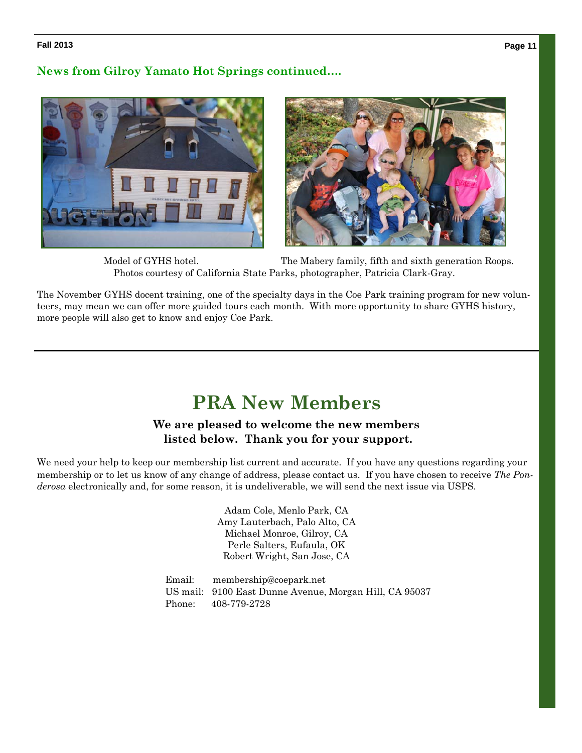## News from Gilroy Yamato Hot Springs continued….

Model of GYHS hotel. The Mabery family, fifth and sixth generation Roops.
Photos courtesy of California State Parks, photographer, Patricia Clark-Gray.

The November GYHS docent training, one of the specialty days in the Coe Park training program for new volunteers, may mean we can offer more guided tours each month. With more opportunity to share GYHS history, more people will also get to know and enjoy Coe Park.

# PRA New Members

**We are pleased to welcome the new members listed below. Thank you for your support.**

We need your help to keep our membership list current and accurate. If you have any questions regarding your membership or to let us know of any change of address, please contact us. If you have chosen to receive *The Ponderosa* electronically and, for some reason, it is undeliverable, we will send the next issue via USPS.

Adam Cole, Menlo Park, CA
Amy Lauterbach, Palo Alto, CA
Michael Monroe, Gilroy, CA
Perle Salters, Eufaula, OK
Robert Wright, San Jose, CA

Email: membership@coepark.net
US mail: 9100 East Dunne Avenue, Morgan Hill, CA 95037
Phone: 408-779-2728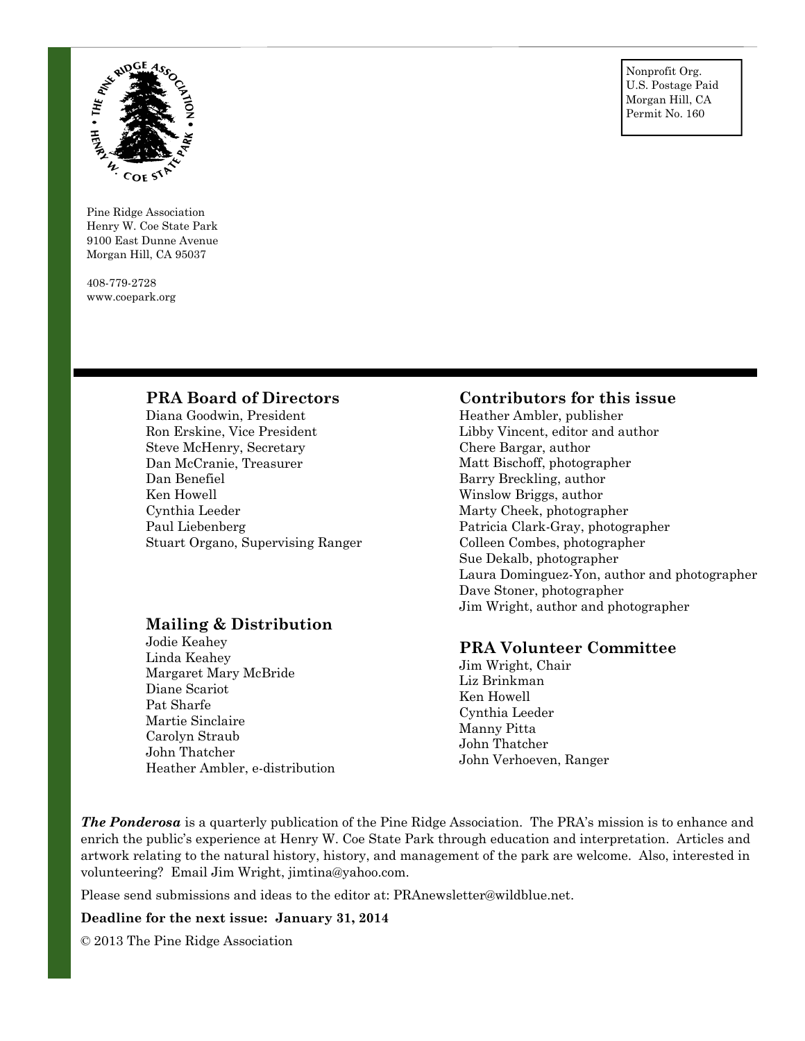Pine Ridge Association
Henry W. Coe State Park
9100 East Dunne Avenue
Morgan Hill, CA 95037

408-779-2728
www.coepark.org

Nonprofit Org.
U.S. Postage Paid
Morgan Hill, CA
Permit No. 160

## PRA Board of Directors

Diana Goodwin, President
Ron Erskine, Vice President
Steve McHenry, Secretary
Dan McCranie, Treasurer
Dan Benefiel
Ken Howell
Cynthia Leeder
Paul Liebenberg
Stuart Organo, Supervising Ranger

## Mailing & Distribution

Jodie Keahey
Linda Keahey
Margaret Mary McBride
Diane Scariot
Pat Sharfe
Martie Sinclaire
Carolyn Straub
John Thatcher
Heather Ambler, e-distribution

## Contributors for this issue

Heather Ambler, publisher
Libby Vincent, editor and author
Chere Bargar, author
Matt Bischoff, photographer
Barry Breckling, author
Winslow Briggs, author
Marty Cheek, photographer
Patricia Clark-Gray, photographer
Colleen Combes, photographer
Sue Dekalb, photographer
Laura Dominguez-Yon, author and photographer
Dave Stoner, photographer
Jim Wright, author and photographer

## PRA Volunteer Committee

Jim Wright, Chair
Liz Brinkman
Ken Howell
Cynthia Leeder
Manny Pitta
John Thatcher
John Verhoeven, Ranger

***The Ponderosa*** is a quarterly publication of the Pine Ridge Association. The PRA's mission is to enhance and enrich the public's experience at Henry W. Coe State Park through education and interpretation. Articles and artwork relating to the natural history, history, and management of the park are welcome. Also, interested in volunteering? Email Jim Wright, jimtina@yahoo.com.

Please send submissions and ideas to the editor at: PRAnewsletter@wildblue.net.

**Deadline for the next issue: January 31, 2014**

© 2013 The Pine Ridge Association